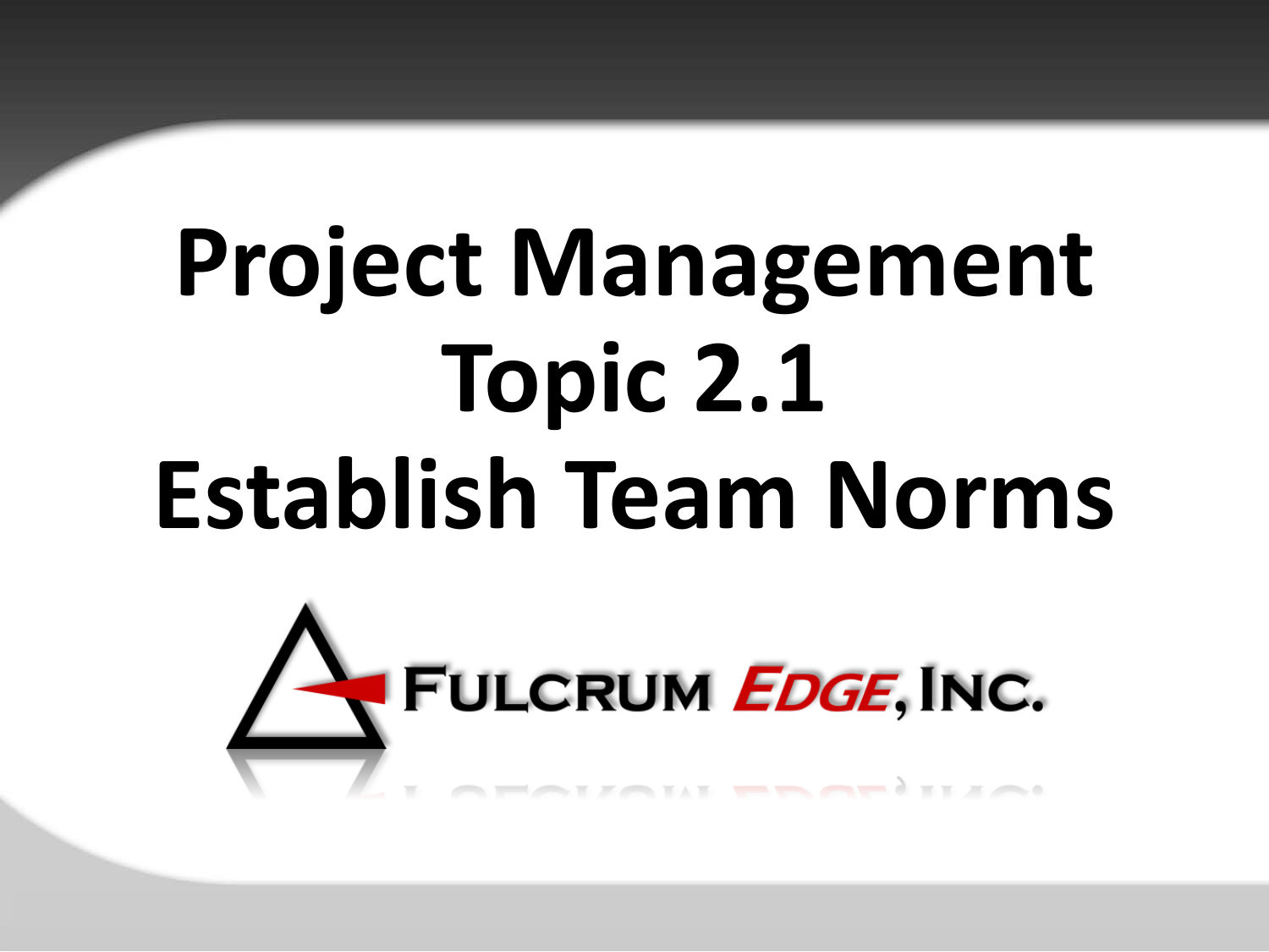# Project Management Topic 2.1 Establish Team Norms

FULCRUM EDGE, INC.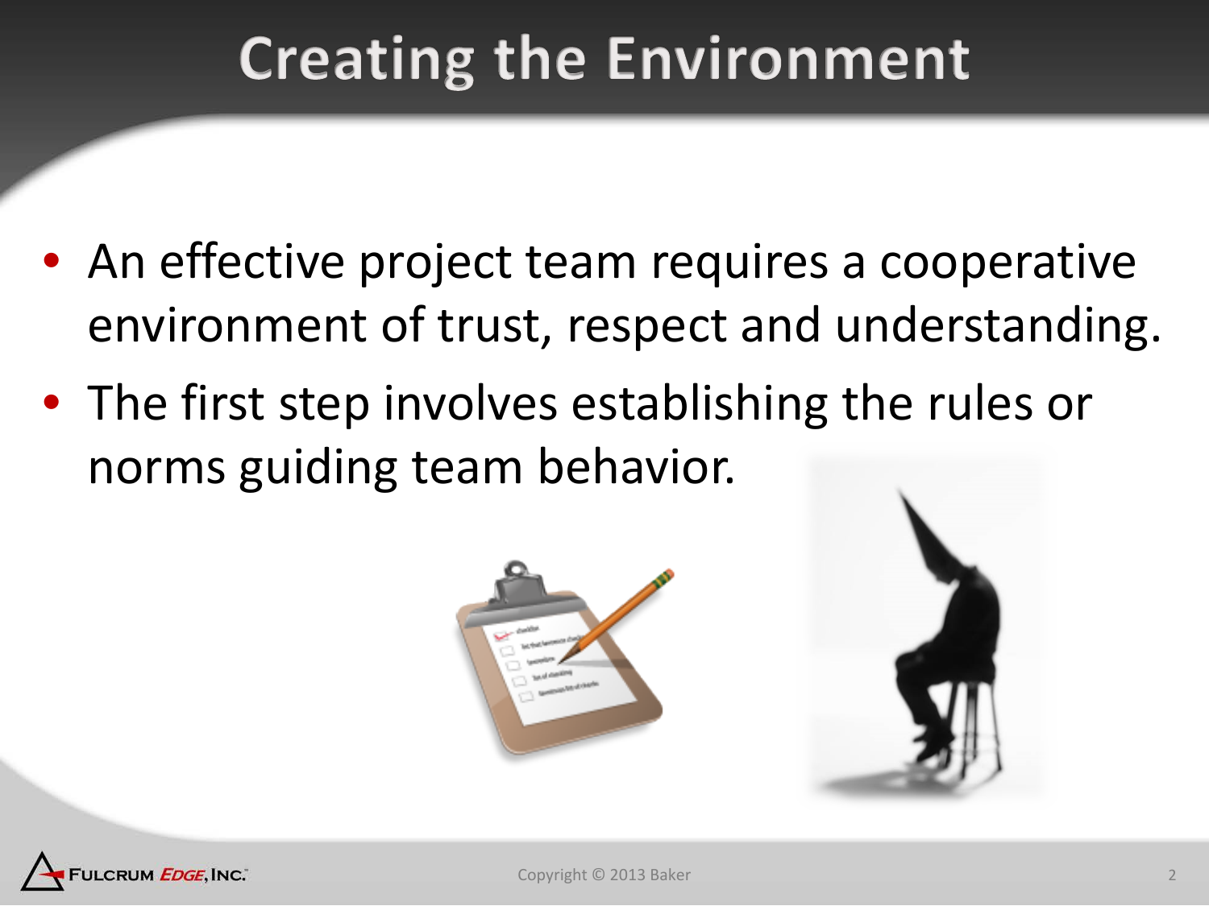# Creating the Environment

- An effective project team requires a cooperative environment of trust, respect and understanding.
- The first step involves establishing the rules or norms guiding team behavior.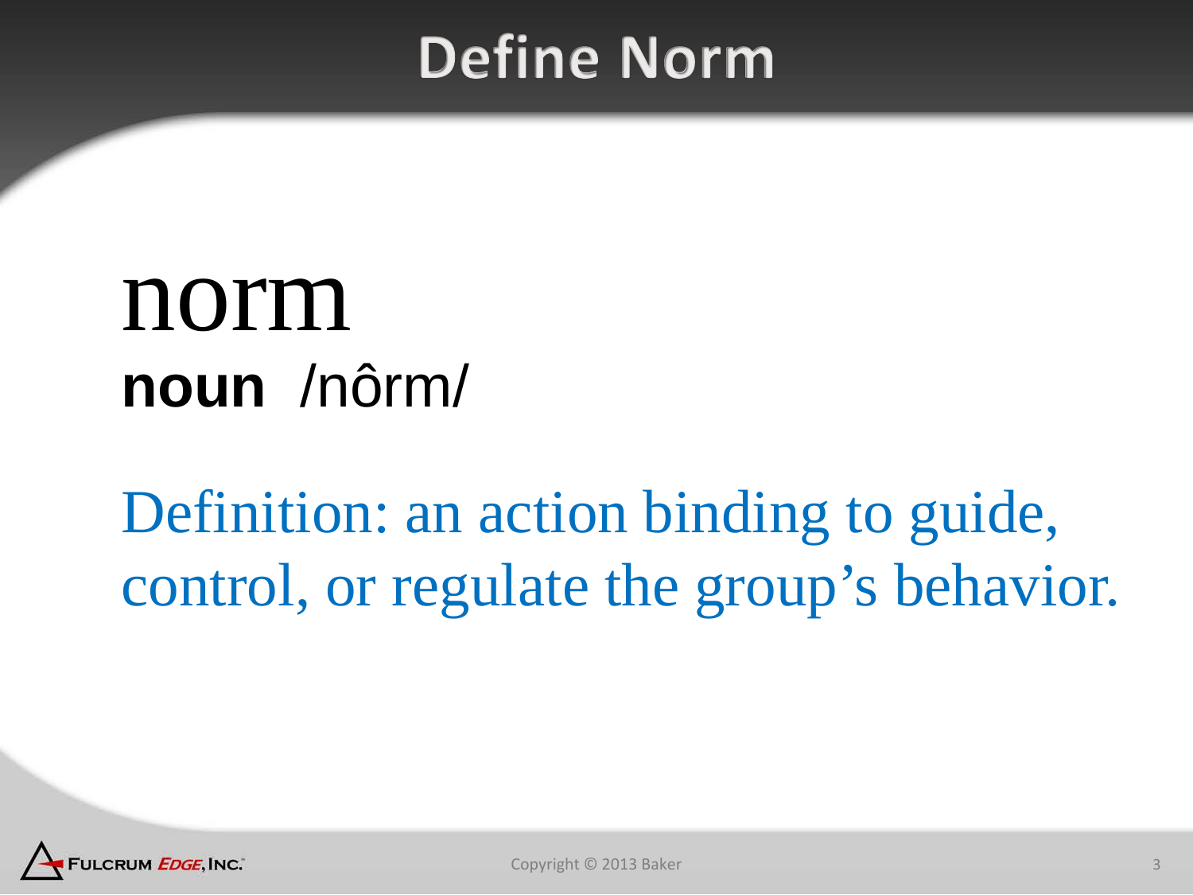# Define Norm

norm

**noun** /nôrm/

Definition: an action binding to guide, control, or regulate the group's behavior.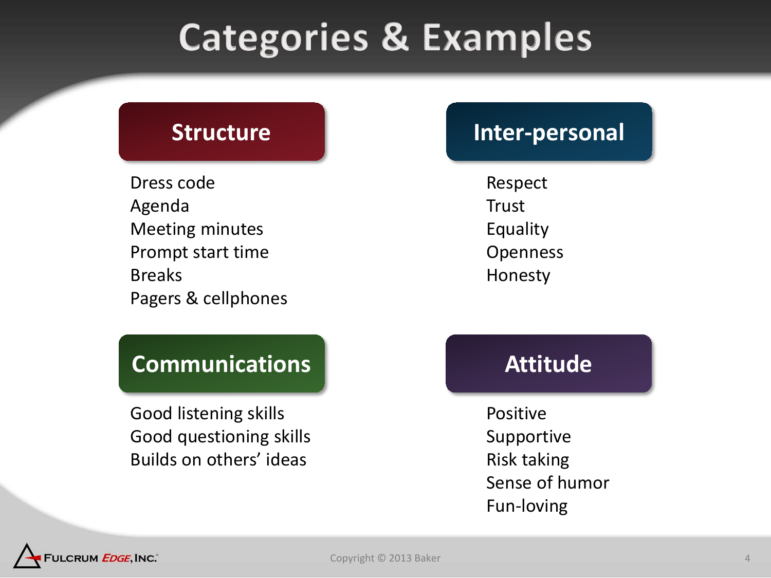# Categories & Examples

## Structure

Dress code
Agenda
Meeting minutes
Prompt start time
Breaks
Pagers & cellphones

## Inter-personal

Respect
Trust
Equality
Openness
Honesty

## Communications

Good listening skills
Good questioning skills
Builds on others' ideas

## Attitude

Positive
Supportive
Risk taking
Sense of humor
Fun-loving

Copyright © 2013 Baker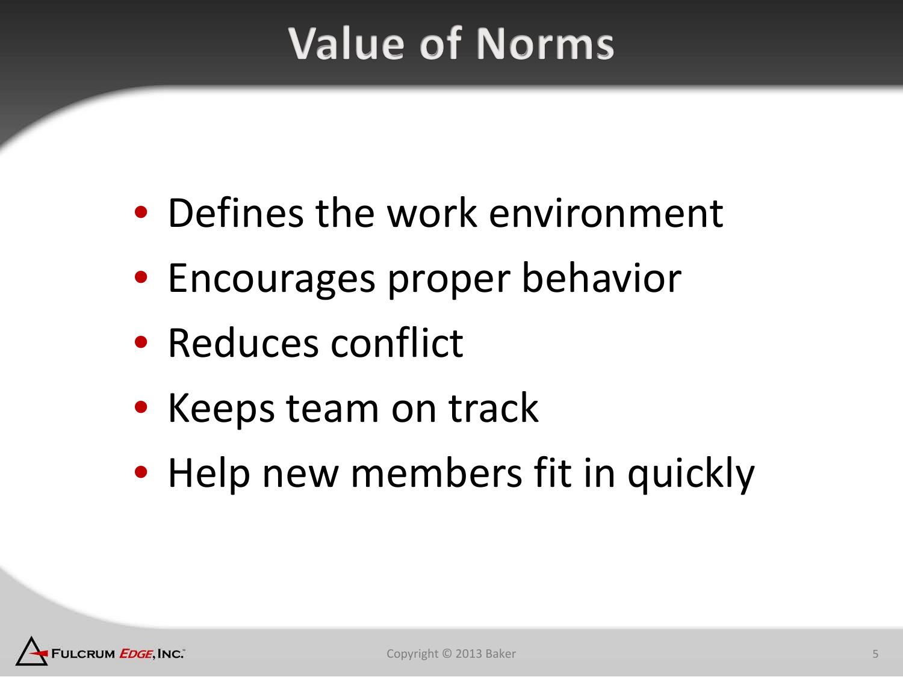# Value of Norms

- Defines the work environment
- Encourages proper behavior
- Reduces conflict
- Keeps team on track
- Help new members fit in quickly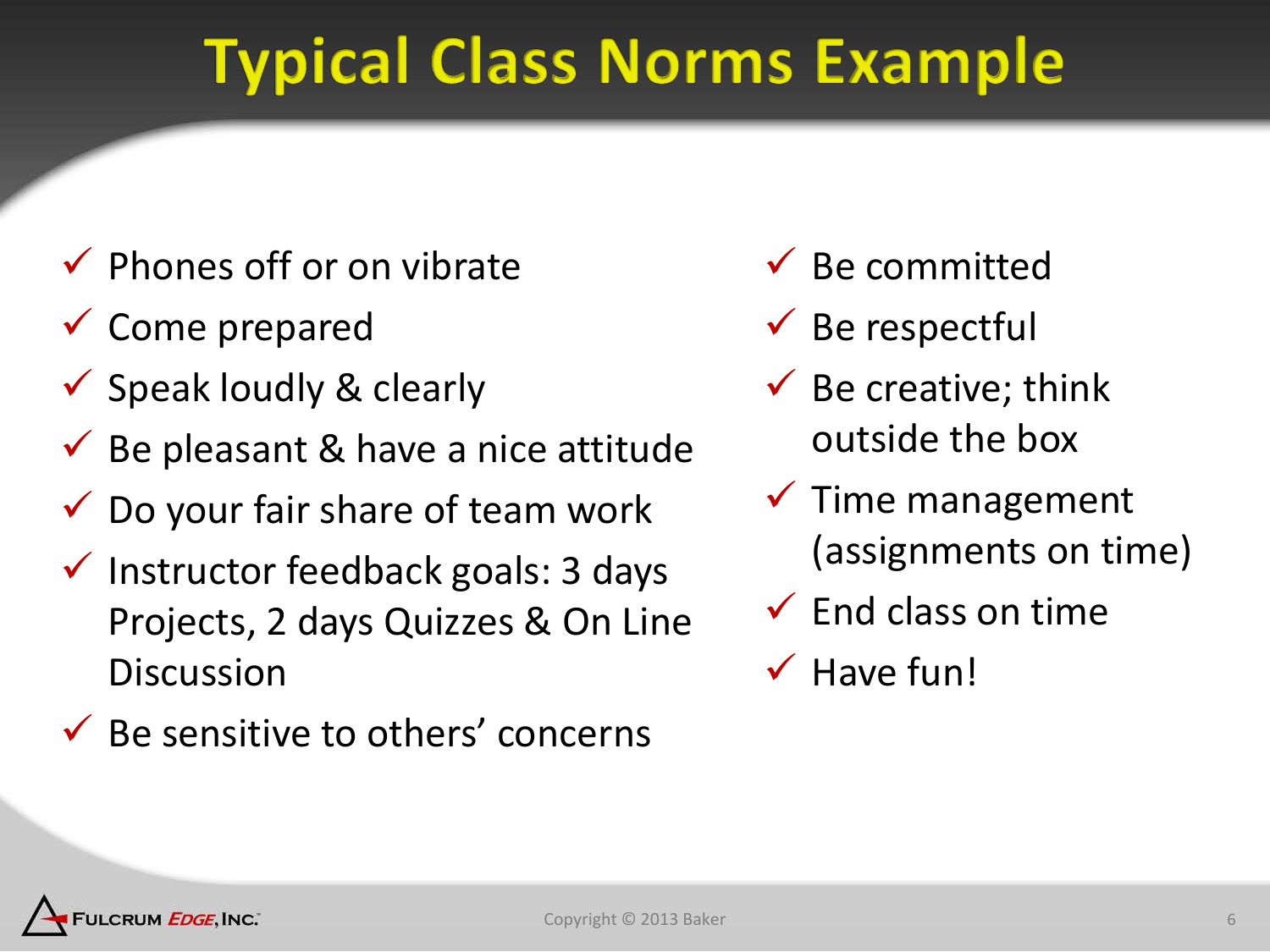# Typical Class Norms Example

- ✓ Phones off or on vibrate
- ✓ Come prepared
- ✓ Speak loudly & clearly
- ✓ Be pleasant & have a nice attitude
- ✓ Do your fair share of team work
- ✓ Instructor feedback goals: 3 days Projects, 2 days Quizzes & On Line Discussion
- ✓ Be sensitive to others' concerns
- ✓ Be committed
- ✓ Be respectful
- ✓ Be creative; think outside the box
- ✓ Time management (assignments on time)
- ✓ End class on time
- ✓ Have fun!

Copyright © 2013 Baker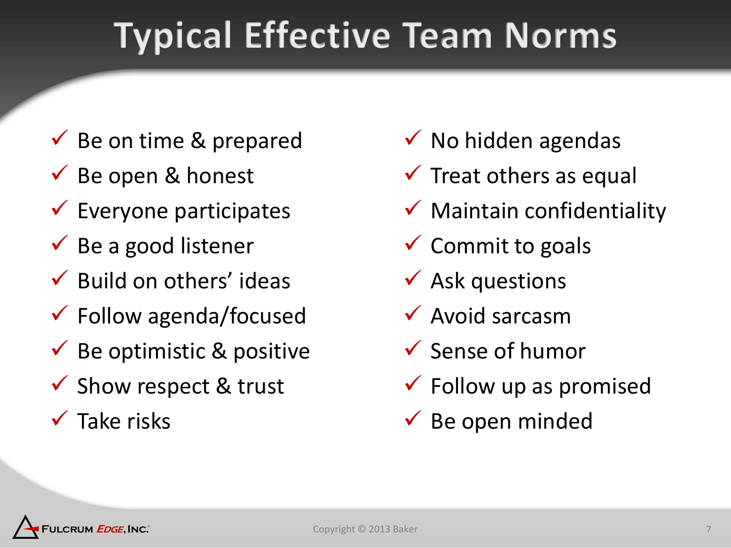# Typical Effective Team Norms

- ✓ Be on time & prepared
- ✓ Be open & honest
- ✓ Everyone participates
- ✓ Be a good listener
- ✓ Build on others' ideas
- ✓ Follow agenda/focused
- ✓ Be optimistic & positive
- ✓ Show respect & trust
- ✓ Take risks
- ✓ No hidden agendas
- ✓ Treat others as equal
- ✓ Maintain confidentiality
- ✓ Commit to goals
- ✓ Ask questions
- ✓ Avoid sarcasm
- ✓ Sense of humor
- ✓ Follow up as promised
- ✓ Be open minded

Copyright © 2013 Baker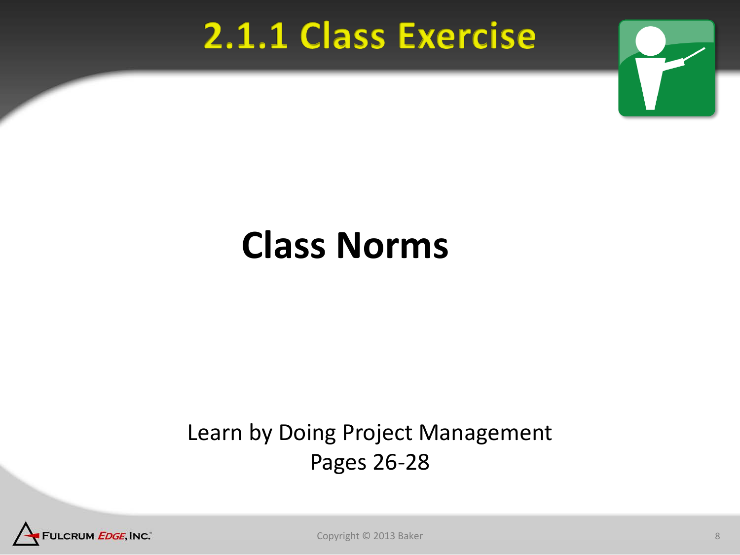# 2.1.1 Class Exercise

## Class Norms

Learn by Doing Project Management
Pages 26-28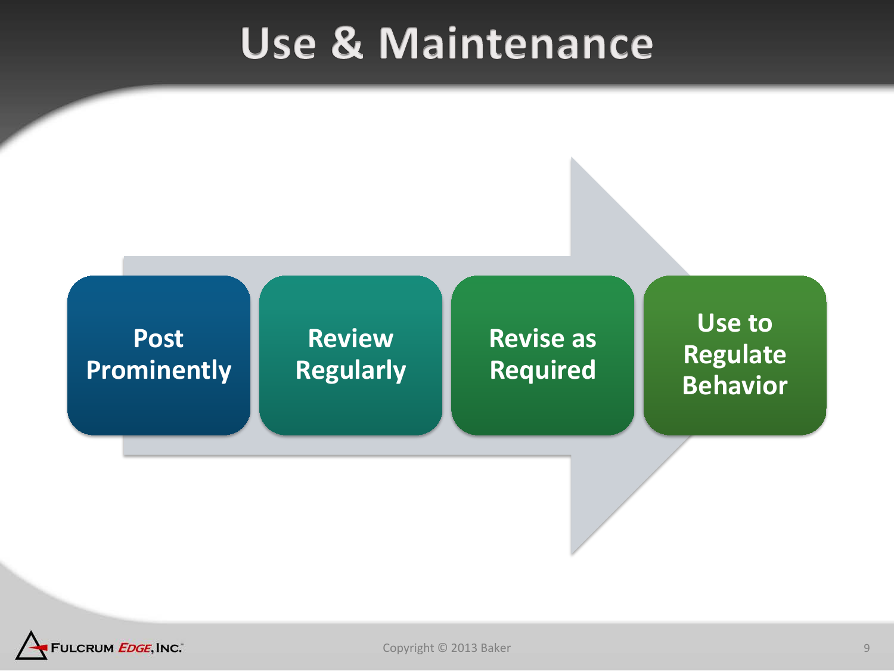# Use & Maintenance

Post Prominently

Review Regularly

Revise as Required

Use to Regulate Behavior